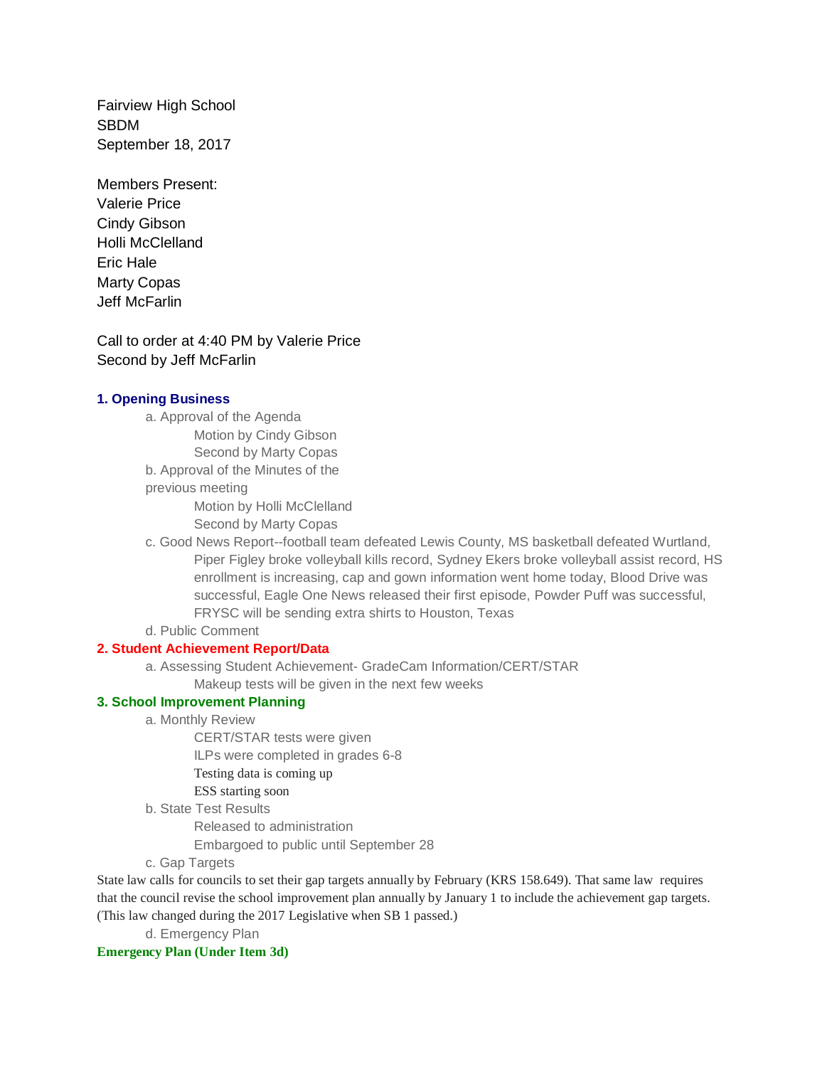Fairview High School
SBDM
September 18, 2017

Members Present:
Valerie Price
Cindy Gibson
Holli McClelland
Eric Hale
Marty Copas
Jeff McFarlin

Call to order at 4:40 PM by Valerie Price
Second by Jeff McFarlin

**1. Opening Business**

- a. Approval of the Agenda
  - Motion by Cindy Gibson
  - Second by Marty Copas
- b. Approval of the Minutes of the previous meeting
  - Motion by Holli McClelland
  - Second by Marty Copas
- c. Good News Report--football team defeated Lewis County, MS basketball defeated Wurtland, Piper Figley broke volleyball kills record, Sydney Ekers broke volleyball assist record, HS enrollment is increasing, cap and gown information went home today, Blood Drive was successful, Eagle One News released their first episode, Powder Puff was successful, FRYSC will be sending extra shirts to Houston, Texas
- d. Public Comment

**2. Student Achievement Report/Data**

- a. Assessing Student Achievement- GradeCam Information/CERT/STAR
  - Makeup tests will be given in the next few weeks

**3. School Improvement Planning**

- a. Monthly Review
  - CERT/STAR tests were given
  - ILPs were completed in grades 6-8
  - Testing data is coming up
  - ESS starting soon
- b. State Test Results
  - Released to administration
  - Embargoed to public until September 28
- c. Gap Targets

State law calls for councils to set their gap targets annually by February (KRS 158.649). That same law requires that the council revise the school improvement plan annually by January 1 to include the achievement gap targets. (This law changed during the 2017 Legislative when SB 1 passed.)

- d. Emergency Plan

**Emergency Plan (Under Item 3d)**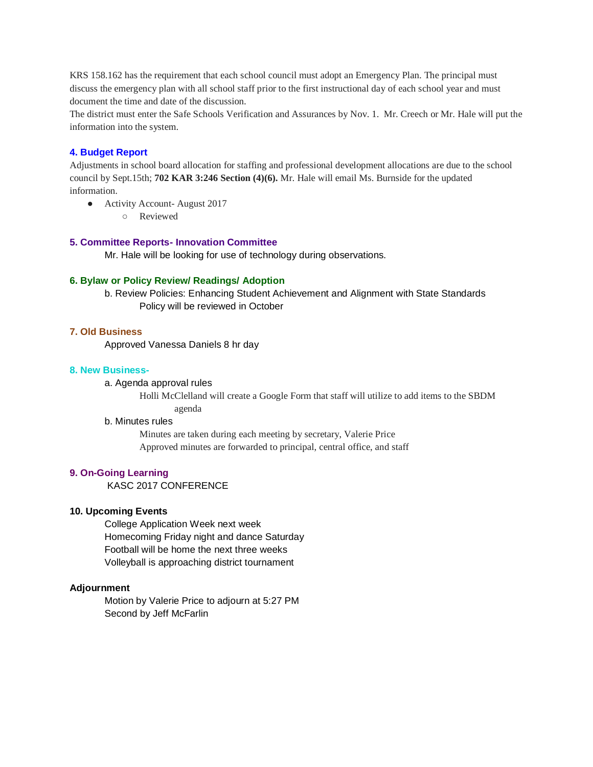KRS 158.162 has the requirement that each school council must adopt an Emergency Plan. The principal must discuss the emergency plan with all school staff prior to the first instructional day of each school year and must document the time and date of the discussion.
The district must enter the Safe Schools Verification and Assurances by Nov. 1. Mr. Creech or Mr. Hale will put the information into the system.

### 4. Budget Report

Adjustments in school board allocation for staffing and professional development allocations are due to the school council by Sept.15th; **702 KAR 3:246 Section (4)(6).** Mr. Hale will email Ms. Burnside for the updated information.

- Activity Account- August 2017
  - Reviewed

### 5. Committee Reports- Innovation Committee

Mr. Hale will be looking for use of technology during observations.

### 6. Bylaw or Policy Review/ Readings/ Adoption

b. Review Policies: Enhancing Student Achievement and Alignment with State Standards
Policy will be reviewed in October

### 7. Old Business

Approved Vanessa Daniels 8 hr day

### 8. New Business-

a. Agenda approval rules
Holli McClelland will create a Google Form that staff will utilize to add items to the SBDM agenda

b. Minutes rules
Minutes are taken during each meeting by secretary, Valerie Price
Approved minutes are forwarded to principal, central office, and staff

### 9. On-Going Learning

KASC 2017 CONFERENCE

### 10. Upcoming Events

College Application Week next week
Homecoming Friday night and dance Saturday
Football will be home the next three weeks
Volleyball is approaching district tournament

### Adjournment

Motion by Valerie Price to adjourn at 5:27 PM
Second by Jeff McFarlin